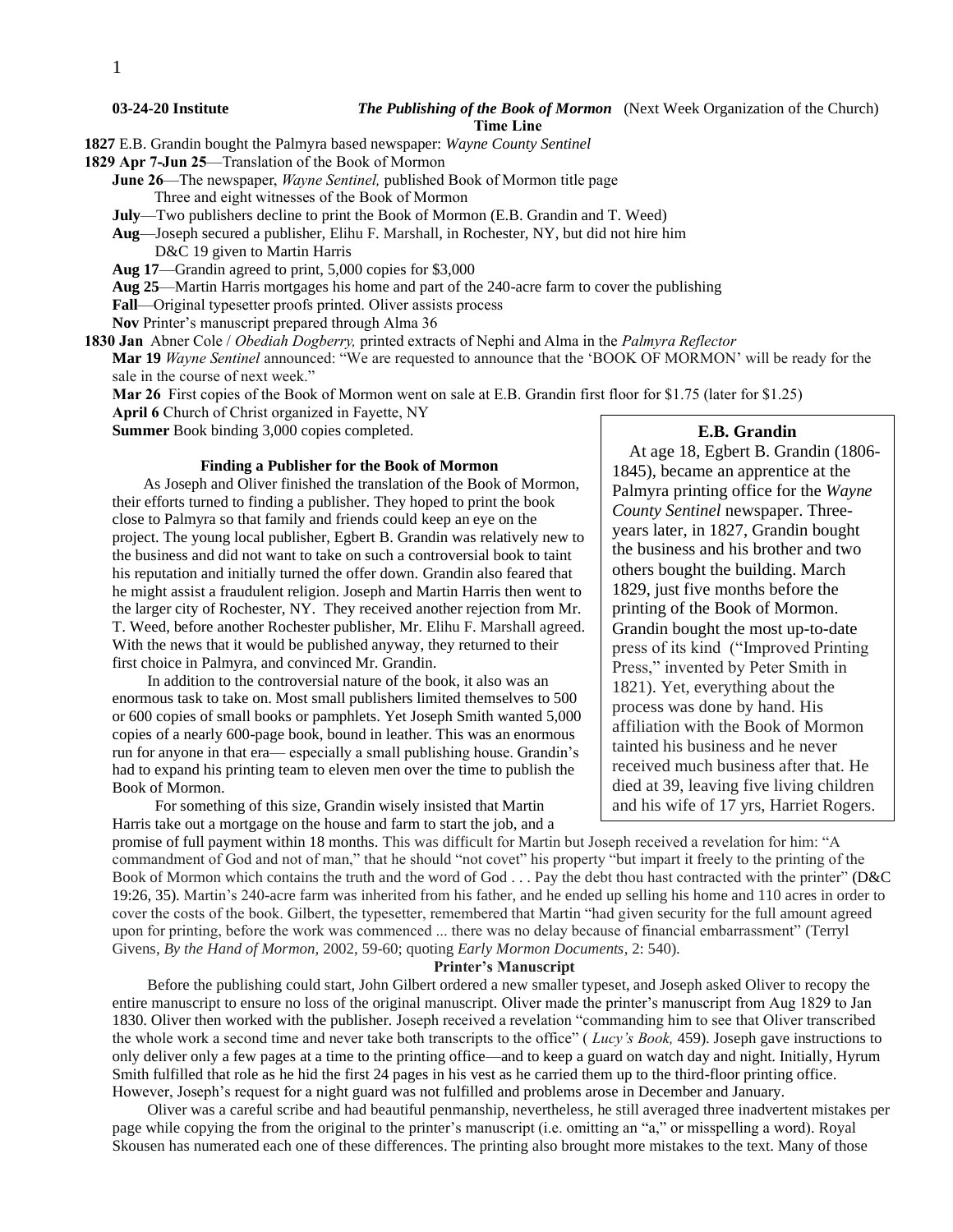**03-24-20 Institute** ***The Publishing of the Book of Mormon*** (Next Week Organization of the Church)

**Time Line**

**1827** E.B. Grandin bought the Palmyra based newspaper: *Wayne County Sentinel*

**1829 Apr 7-Jun 25**—Translation of the Book of Mormon

- **June 26**—The newspaper, *Wayne Sentinel,* published Book of Mormon title page
  - Three and eight witnesses of the Book of Mormon
- **July**—Two publishers decline to print the Book of Mormon (E.B. Grandin and T. Weed)
- **Aug**—Joseph secured a publisher, Elihu F. Marshall, in Rochester, NY, but did not hire him
  - D&C 19 given to Martin Harris
- **Aug 17**—Grandin agreed to print, 5,000 copies for $3,000
- **Aug 25**—Martin Harris mortgages his home and part of the 240-acre farm to cover the publishing
- **Fall**—Original typesetter proofs printed. Oliver assists process
- **Nov** Printer's manuscript prepared through Alma 36

**1830 Jan** Abner Cole / *Obediah Dogberry,* printed extracts of Nephi and Alma in the *Palmyra Reflector*

- **Mar 19** *Wayne Sentinel* announced: "We are requested to announce that the 'BOOK OF MORMON' will be ready for the sale in the course of next week."
- **Mar 26** First copies of the Book of Mormon went on sale at E.B. Grandin first floor for $1.75 (later for $1.25)
- **April 6** Church of Christ organized in Fayette, NY
- **Summer** Book binding 3,000 copies completed.

### Finding a Publisher for the Book of Mormon

As Joseph and Oliver finished the translation of the Book of Mormon, their efforts turned to finding a publisher. They hoped to print the book close to Palmyra so that family and friends could keep an eye on the project. The young local publisher, Egbert B. Grandin was relatively new to the business and did not want to take on such a controversial book to taint his reputation and initially turned the offer down. Grandin also feared that he might assist a fraudulent religion. Joseph and Martin Harris then went to the larger city of Rochester, NY. They received another rejection from Mr. T. Weed, before another Rochester publisher, Mr. Elihu F. Marshall agreed. With the news that it would be published anyway, they returned to their first choice in Palmyra, and convinced Mr. Grandin.

In addition to the controversial nature of the book, it also was an enormous task to take on. Most small publishers limited themselves to 500 or 600 copies of small books or pamphlets. Yet Joseph Smith wanted 5,000 copies of a nearly 600-page book, bound in leather. This was an enormous run for anyone in that era— especially a small publishing house. Grandin's had to expand his printing team to eleven men over the time to publish the Book of Mormon.

For something of this size, Grandin wisely insisted that Martin Harris take out a mortgage on the house and farm to start the job, and a promise of full payment within 18 months. This was difficult for Martin but Joseph received a revelation for him: "A commandment of God and not of man," that he should "not covet" his property "but impart it freely to the printing of the Book of Mormon which contains the truth and the word of God . . . Pay the debt thou hast contracted with the printer" (D&C 19:26, 35). Martin's 240-acre farm was inherited from his father, and he ended up selling his home and 110 acres in order to cover the costs of the book. Gilbert, the typesetter, remembered that Martin "had given security for the full amount agreed upon for printing, before the work was commenced ... there was no delay because of financial embarrassment" (Terryl Givens, *By the Hand of Mormon,* 2002, 59-60; quoting *Early Mormon Documents*, 2: 540).

> **E.B. Grandin**
>
> At age 18, Egbert B. Grandin (1806-1845), became an apprentice at the Palmyra printing office for the *Wayne County Sentinel* newspaper. Three-years later, in 1827, Grandin bought the business and his brother and two others bought the building. March 1829, just five months before the printing of the Book of Mormon. Grandin bought the most up-to-date press of its kind ("Improved Printing Press," invented by Peter Smith in 1821). Yet, everything about the process was done by hand. His affiliation with the Book of Mormon tainted his business and he never received much business after that. He died at 39, leaving five living children and his wife of 17 yrs, Harriet Rogers.

### Printer's Manuscript

Before the publishing could start, John Gilbert ordered a new smaller typeset, and Joseph asked Oliver to recopy the entire manuscript to ensure no loss of the original manuscript. Oliver made the printer's manuscript from Aug 1829 to Jan 1830. Oliver then worked with the publisher. Joseph received a revelation "commanding him to see that Oliver transcribed the whole work a second time and never take both transcripts to the office" ( *Lucy's Book,* 459). Joseph gave instructions to only deliver only a few pages at a time to the printing office—and to keep a guard on watch day and night. Initially, Hyrum Smith fulfilled that role as he hid the first 24 pages in his vest as he carried them up to the third-floor printing office. However, Joseph's request for a night guard was not fulfilled and problems arose in December and January.

Oliver was a careful scribe and had beautiful penmanship, nevertheless, he still averaged three inadvertent mistakes per page while copying the from the original to the printer's manuscript (i.e. omitting an "a," or misspelling a word). Royal Skousen has numerated each one of these differences. The printing also brought more mistakes to the text. Many of those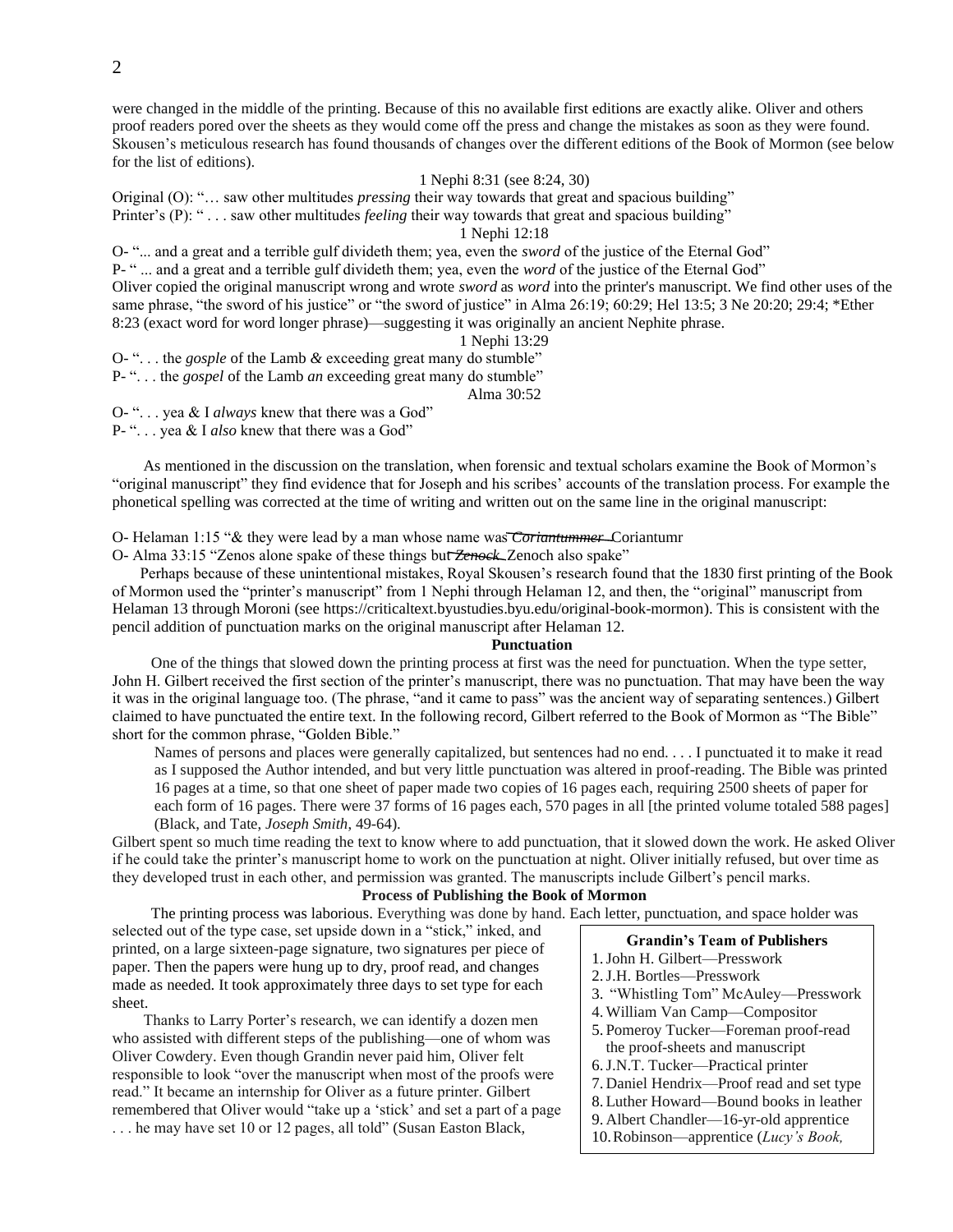were changed in the middle of the printing. Because of this no available first editions are exactly alike. Oliver and others proof readers pored over the sheets as they would come off the press and change the mistakes as soon as they were found. Skousen's meticulous research has found thousands of changes over the different editions of the Book of Mormon (see below for the list of editions).

1 Nephi 8:31 (see 8:24, 30)

Original (O): "… saw other multitudes *pressing* their way towards that great and spacious building"
Printer's (P): " . . . saw other multitudes *feeling* their way towards that great and spacious building"

1 Nephi 12:18

O- "... and a great and a terrible gulf divideth them; yea, even the *sword* of the justice of the Eternal God"
P- " ... and a great and a terrible gulf divideth them; yea, even the *word* of the justice of the Eternal God"
Oliver copied the original manuscript wrong and wrote *sword* as *word* into the printer's manuscript. We find other uses of the same phrase, "the sword of his justice" or "the sword of justice" in Alma 26:19; 60:29; Hel 13:5; 3 Ne 20:20; 29:4; *Ether 8:23 (exact word for word longer phrase)—suggesting it was originally an ancient Nephite phrase.

1 Nephi 13:29

O- ". . . the *gosple* of the Lamb *&* exceeding great many do stumble"
P- ". . . the *gospel* of the Lamb *an* exceeding great many do stumble"

Alma 30:52

O- ". . . yea & I *always* knew that there was a God"
P- ". . . yea & I *also* knew that there was a God"

As mentioned in the discussion on the translation, when forensic and textual scholars examine the Book of Mormon's "original manuscript" they find evidence that for Joseph and his scribes' accounts of the translation process. For example the phonetical spelling was corrected at the time of writing and written out on the same line in the original manuscript:

O- Helaman 1:15 "& they were lead by a man whose name was ~~*Coriantummer*~~ Coriantumr
O- Alma 33:15 "Zenos alone spake of these things but ~~*Zenock*~~ Zenoch also spake"

Perhaps because of these unintentional mistakes, Royal Skousen's research found that the 1830 first printing of the Book of Mormon used the "printer's manuscript" from 1 Nephi through Helaman 12, and then, the "original" manuscript from Helaman 13 through Moroni (see https://criticaltext.byustudies.byu.edu/original-book-mormon). This is consistent with the pencil addition of punctuation marks on the original manuscript after Helaman 12.

**Punctuation**

One of the things that slowed down the printing process at first was the need for punctuation. When the type setter, John H. Gilbert received the first section of the printer's manuscript, there was no punctuation. That may have been the way it was in the original language too. (The phrase, "and it came to pass" was the ancient way of separating sentences.) Gilbert claimed to have punctuated the entire text. In the following record, Gilbert referred to the Book of Mormon as "The Bible" short for the common phrase, "Golden Bible."

> Names of persons and places were generally capitalized, but sentences had no end. . . . I punctuated it to make it read as I supposed the Author intended, and but very little punctuation was altered in proof-reading. The Bible was printed 16 pages at a time, so that one sheet of paper made two copies of 16 pages each, requiring 2500 sheets of paper for each form of 16 pages. There were 37 forms of 16 pages each, 570 pages in all [the printed volume totaled 588 pages] (Black, and Tate, *Joseph Smith*, 49-64).

Gilbert spent so much time reading the text to know where to add punctuation, that it slowed down the work. He asked Oliver if he could take the printer's manuscript home to work on the punctuation at night. Oliver initially refused, but over time as they developed trust in each other, and permission was granted. The manuscripts include Gilbert's pencil marks.

**Process of Publishing the Book of Mormon**

The printing process was laborious. Everything was done by hand. Each letter, punctuation, and space holder was selected out of the type case, set upside down in a "stick," inked, and printed, on a large sixteen-page signature, two signatures per piece of paper. Then the papers were hung up to dry, proof read, and changes made as needed. It took approximately three days to set type for each sheet.

Thanks to Larry Porter's research, we can identify a dozen men who assisted with different steps of the publishing—one of whom was Oliver Cowdery. Even though Grandin never paid him, Oliver felt responsible to look "over the manuscript when most of the proofs were read." It became an internship for Oliver as a future printer. Gilbert remembered that Oliver would "take up a 'stick' and set a part of a page . . . he may have set 10 or 12 pages, all told" (Susan Easton Black,

**Grandin's Team of Publishers**

1. John H. Gilbert—Presswork
2. J.H. Bortles—Presswork
3. "Whistling Tom" McAuley—Presswork
4. William Van Camp—Compositor
5. Pomeroy Tucker—Foreman proof-read the proof-sheets and manuscript
6. J.N.T. Tucker—Practical printer
7. Daniel Hendrix—Proof read and set type
8. Luther Howard—Bound books in leather
9. Albert Chandler—16-yr-old apprentice
10. Robinson—apprentice (*Lucy's Book,*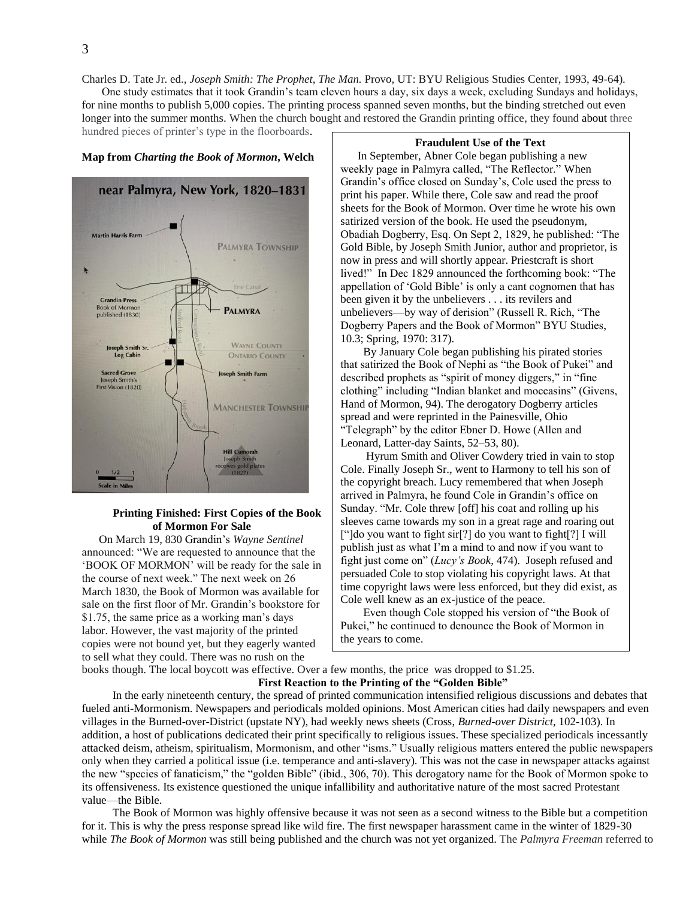Charles D. Tate Jr. ed., *Joseph Smith: The Prophet, The Man.* Provo, UT: BYU Religious Studies Center, 1993, 49-64).

One study estimates that it took Grandin's team eleven hours a day, six days a week, excluding Sundays and holidays, for nine months to publish 5,000 copies. The printing process spanned seven months, but the binding stretched out even longer into the summer months. When the church bought and restored the Grandin printing office, they found about three hundred pieces of printer's type in the floorboards.

**Map from *Charting the Book of Mormon*, Welch**

### Printing Finished: First Copies of the Book of Mormon For Sale

On March 19, 830 Grandin's *Wayne Sentinel* announced: "We are requested to announce that the 'BOOK OF MORMON' will be ready for the sale in the course of next week." The next week on 26 March 1830, the Book of Mormon was available for sale on the first floor of Mr. Grandin's bookstore for $1.75, the same price as a working man's days labor. However, the vast majority of the printed copies were not bound yet, but they eagerly wanted to sell what they could. There was no rush on the books though. The local boycott was effective. Over a few months, the price was dropped to $1.25.

### Fraudulent Use of the Text

In September, Abner Cole began publishing a new weekly page in Palmyra called, "The Reflector." When Grandin's office closed on Sunday's, Cole used the press to print his paper. While there, Cole saw and read the proof sheets for the Book of Mormon. Over time he wrote his own satirized version of the book. He used the pseudonym, Obadiah Dogberry, Esq. On Sept 2, 1829, he published: "The Gold Bible, by Joseph Smith Junior, author and proprietor, is now in press and will shortly appear. Priestcraft is short lived!" In Dec 1829 announced the forthcoming book: "The appellation of 'Gold Bible' is only a cant cognomen that has been given it by the unbelievers . . . its revilers and unbelievers—by way of derision" (Russell R. Rich, "The Dogberry Papers and the Book of Mormon" BYU Studies, 10.3; Spring, 1970: 317).

By January Cole began publishing his pirated stories that satirized the Book of Nephi as "the Book of Pukei" and described prophets as "spirit of money diggers," in "fine clothing" including "Indian blanket and moccasins" (Givens, Hand of Mormon, 94). The derogatory Dogberry articles spread and were reprinted in the Painesville, Ohio "Telegraph" by the editor Ebner D. Howe (Allen and Leonard, Latter-day Saints, 52–53, 80).

Hyrum Smith and Oliver Cowdery tried in vain to stop Cole. Finally Joseph Sr., went to Harmony to tell his son of the copyright breach. Lucy remembered that when Joseph arrived in Palmyra, he found Cole in Grandin's office on Sunday. "Mr. Cole threw [off] his coat and rolling up his sleeves came towards my son in a great rage and roaring out ["]do you want to fight sir[?] do you want to fight[?] I will publish just as what I'm a mind to and now if you want to fight just come on" (*Lucy's Book*, 474). Joseph refused and persuaded Cole to stop violating his copyright laws. At that time copyright laws were less enforced, but they did exist, as Cole well knew as an ex-justice of the peace.

Even though Cole stopped his version of "the Book of Pukei," he continued to denounce the Book of Mormon in the years to come.

### First Reaction to the Printing of the "Golden Bible"

In the early nineteenth century, the spread of printed communication intensified religious discussions and debates that fueled anti-Mormonism. Newspapers and periodicals molded opinions. Most American cities had daily newspapers and even villages in the Burned-over-District (upstate NY), had weekly news sheets (Cross, *Burned-over District*, 102-103). In addition, a host of publications dedicated their print specifically to religious issues. These specialized periodicals incessantly attacked deism, atheism, spiritualism, Mormonism, and other "isms." Usually religious matters entered the public newspapers only when they carried a political issue (i.e. temperance and anti-slavery). This was not the case in newspaper attacks against the new "species of fanaticism," the "golden Bible" (ibid., 306, 70). This derogatory name for the Book of Mormon spoke to its offensiveness. Its existence questioned the unique infallibility and authoritative nature of the most sacred Protestant value—the Bible.

The Book of Mormon was highly offensive because it was not seen as a second witness to the Bible but a competition for it. This is why the press response spread like wild fire. The first newspaper harassment came in the winter of 1829-30 while *The Book of Mormon* was still being published and the church was not yet organized. The *Palmyra Freeman* referred to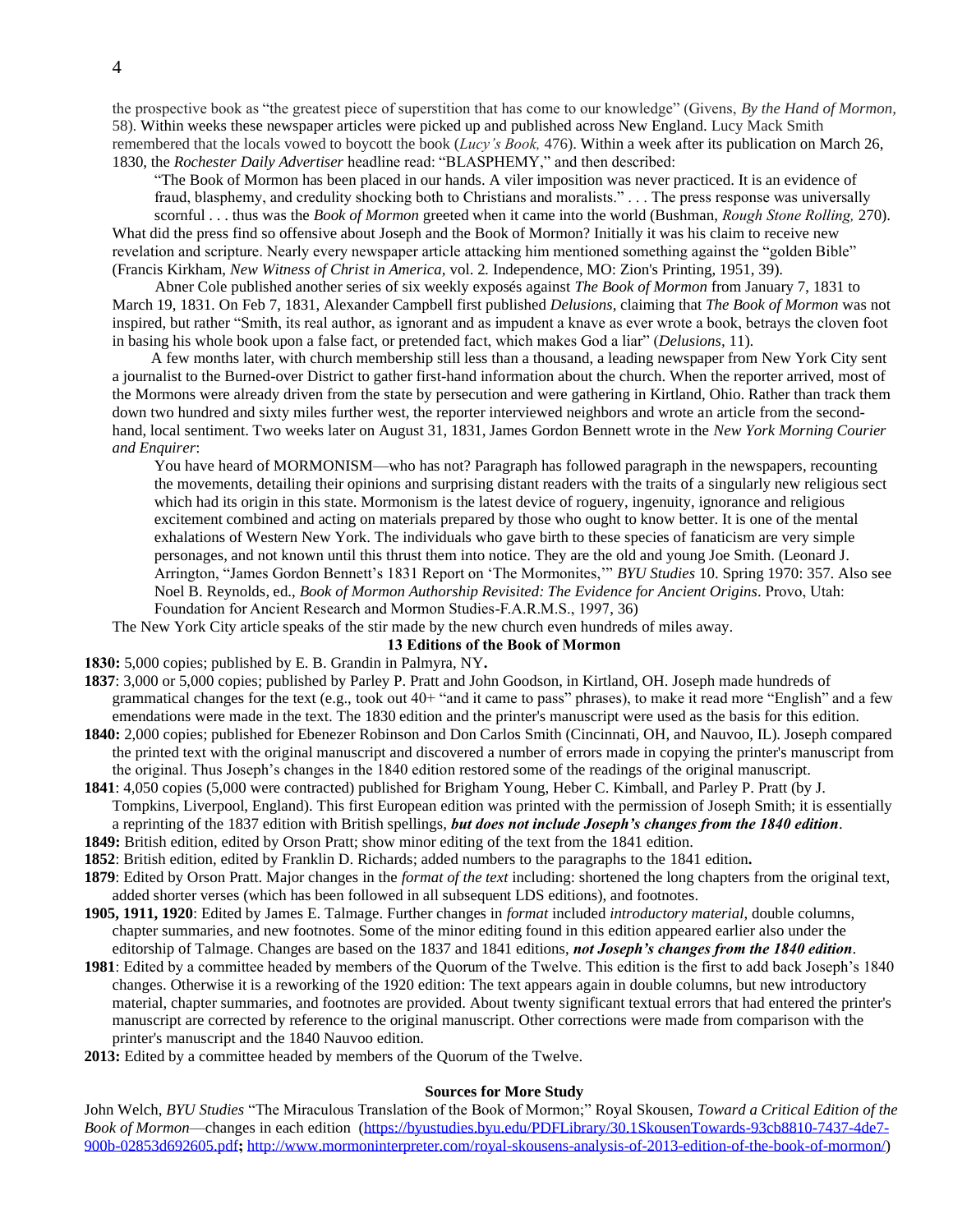the prospective book as "the greatest piece of superstition that has come to our knowledge" (Givens, *By the Hand of Mormon,* 58). Within weeks these newspaper articles were picked up and published across New England. Lucy Mack Smith remembered that the locals vowed to boycott the book (*Lucy's Book,* 476). Within a week after its publication on March 26, 1830, the *Rochester Daily Advertiser* headline read: "BLASPHEMY," and then described:

> "The Book of Mormon has been placed in our hands. A viler imposition was never practiced. It is an evidence of fraud, blasphemy, and credulity shocking both to Christians and moralists." . . . The press response was universally scornful . . . thus was the *Book of Mormon* greeted when it came into the world (Bushman, *Rough Stone Rolling,* 270).

What did the press find so offensive about Joseph and the Book of Mormon? Initially it was his claim to receive new revelation and scripture. Nearly every newspaper article attacking him mentioned something against the "golden Bible" (Francis Kirkham, *New Witness of Christ in America,* vol. 2*.* Independence, MO: Zion's Printing, 1951, 39).

Abner Cole published another series of six weekly exposés against *The Book of Mormon* from January 7, 1831 to March 19, 1831. On Feb 7, 1831, Alexander Campbell first published *Delusions*, claiming that *The Book of Mormon* was not inspired, but rather "Smith, its real author, as ignorant and as impudent a knave as ever wrote a book, betrays the cloven foot in basing his whole book upon a false fact, or pretended fact, which makes God a liar" (*Delusions*, 11).

A few months later, with church membership still less than a thousand, a leading newspaper from New York City sent a journalist to the Burned-over District to gather first-hand information about the church. When the reporter arrived, most of the Mormons were already driven from the state by persecution and were gathering in Kirtland, Ohio. Rather than track them down two hundred and sixty miles further west, the reporter interviewed neighbors and wrote an article from the second-hand, local sentiment. Two weeks later on August 31, 1831, James Gordon Bennett wrote in the *New York Morning Courier and Enquirer*:

> You have heard of MORMONISM—who has not? Paragraph has followed paragraph in the newspapers, recounting the movements, detailing their opinions and surprising distant readers with the traits of a singularly new religious sect which had its origin in this state. Mormonism is the latest device of roguery, ingenuity, ignorance and religious excitement combined and acting on materials prepared by those who ought to know better. It is one of the mental exhalations of Western New York. The individuals who gave birth to these species of fanaticism are very simple personages, and not known until this thrust them into notice. They are the old and young Joe Smith. (Leonard J. Arrington, "James Gordon Bennett's 1831 Report on 'The Mormonites,'" *BYU Studies* 10. Spring 1970: 357. Also see Noel B. Reynolds, ed., *Book of Mormon Authorship Revisited: The Evidence for Ancient Origins*. Provo, Utah: Foundation for Ancient Research and Mormon Studies-F.A.R.M.S., 1997, 36)

The New York City article speaks of the stir made by the new church even hundreds of miles away.

### 13 Editions of the Book of Mormon

**1830:** 5,000 copies; published by E. B. Grandin in Palmyra, NY**.**

**1837**: 3,000 or 5,000 copies; published by Parley P. Pratt and John Goodson, in Kirtland, OH. Joseph made hundreds of grammatical changes for the text (e.g., took out 40+ "and it came to pass" phrases), to make it read more "English" and a few emendations were made in the text. The 1830 edition and the printer's manuscript were used as the basis for this edition.

**1840:** 2,000 copies; published for Ebenezer Robinson and Don Carlos Smith (Cincinnati, OH, and Nauvoo, IL). Joseph compared the printed text with the original manuscript and discovered a number of errors made in copying the printer's manuscript from the original. Thus Joseph's changes in the 1840 edition restored some of the readings of the original manuscript.

**1841**: 4,050 copies (5,000 were contracted) published for Brigham Young, Heber C. Kimball, and Parley P. Pratt (by J. Tompkins, Liverpool, England). This first European edition was printed with the permission of Joseph Smith; it is essentially a reprinting of the 1837 edition with British spellings, ***but does not include Joseph's changes from the 1840 edition***.

**1849:** British edition, edited by Orson Pratt; show minor editing of the text from the 1841 edition.

**1852**: British edition, edited by Franklin D. Richards; added numbers to the paragraphs to the 1841 edition**.**

**1879**: Edited by Orson Pratt. Major changes in the *format of the text* including: shortened the long chapters from the original text, added shorter verses (which has been followed in all subsequent LDS editions), and footnotes.

**1905, 1911, 1920**: Edited by James E. Talmage. Further changes in *format* included *introductory material*, double columns, chapter summaries, and new footnotes. Some of the minor editing found in this edition appeared earlier also under the editorship of Talmage. Changes are based on the 1837 and 1841 editions, ***not Joseph's changes from the 1840 edition***.

**1981**: Edited by a committee headed by members of the Quorum of the Twelve. This edition is the first to add back Joseph's 1840 changes. Otherwise it is a reworking of the 1920 edition: The text appears again in double columns, but new introductory material, chapter summaries, and footnotes are provided. About twenty significant textual errors that had entered the printer's manuscript are corrected by reference to the original manuscript. Other corrections were made from comparison with the printer's manuscript and the 1840 Nauvoo edition.

**2013:** Edited by a committee headed by members of the Quorum of the Twelve.

### Sources for More Study

John Welch, *BYU Studies* "The Miraculous Translation of the Book of Mormon;" Royal Skousen, *Toward a Critical Edition of the Book of Mormon*—changes in each edition (https://byustudies.byu.edu/PDFLibrary/30.1SkousenTowards-93cb8810-7437-4de7-900b-02853d692605.pdf**;** http://www.mormoninterpreter.com/royal-skousens-analysis-of-2013-edition-of-the-book-of-mormon/)